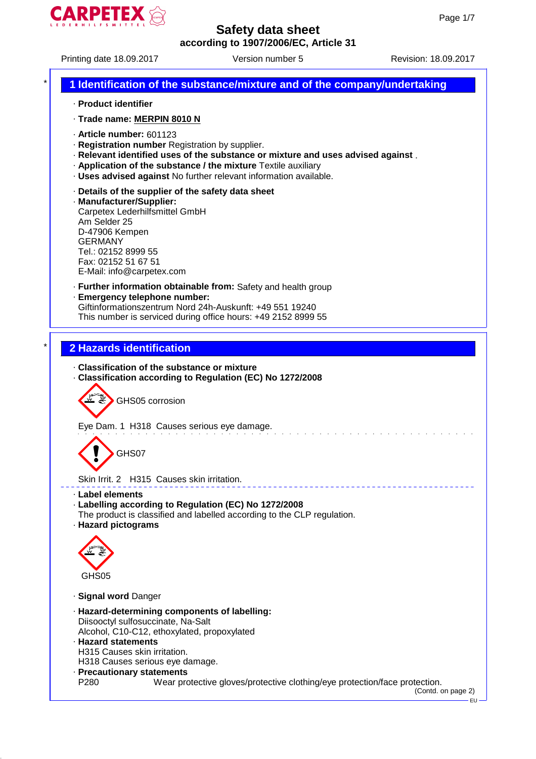# Safety data sheet
**according to 1907/2006/EC, Article 31**

Printing date 18.09.2017 Version number 5 Revision: 18.09.2017

## 1 Identification of the substance/mixture and of the company/undertaking

· **Product identifier**

· **Trade name: MERPIN 8010 N**

· **Article number:** 601123
· **Registration number** Registration by supplier.
· **Relevant identified uses of the substance or mixture and uses advised against** .
· **Application of the substance / the mixture** Textile auxiliary
· **Uses advised against** No further relevant information available.

· **Details of the supplier of the safety data sheet**
· **Manufacturer/Supplier:**
Carpetex Lederhilfsmittel GmbH
Am Selder 25
D-47906 Kempen
GERMANY
Tel.: 02152 8999 55
Fax: 02152 51 67 51
E-Mail: info@carpetex.com

· **Further information obtainable from:** Safety and health group
· **Emergency telephone number:**
Giftinformationszentrum Nord 24h-Auskunft: +49 551 19240
This number is serviced during office hours: +49 2152 8999 55

## 2 Hazards identification

· **Classification of the substance or mixture**
· **Classification according to Regulation (EC) No 1272/2008**

GHS05 corrosion

Eye Dam. 1 H318 Causes serious eye damage.

GHS07

Skin Irrit. 2 H315 Causes skin irritation.

· **Label elements**
· **Labelling according to Regulation (EC) No 1272/2008**
The product is classified and labelled according to the CLP regulation.
· **Hazard pictograms**

GHS05

· **Signal word** Danger

· **Hazard-determining components of labelling:**
Diisooctyl sulfosuccinate, Na-Salt
Alcohol, C10-C12, ethoxylated, propoxylated
· **Hazard statements**
H315 Causes skin irritation.
H318 Causes serious eye damage.
· **Precautionary statements**
P280 Wear protective gloves/protective clothing/eye protection/face protection.

(Contd. on page 2)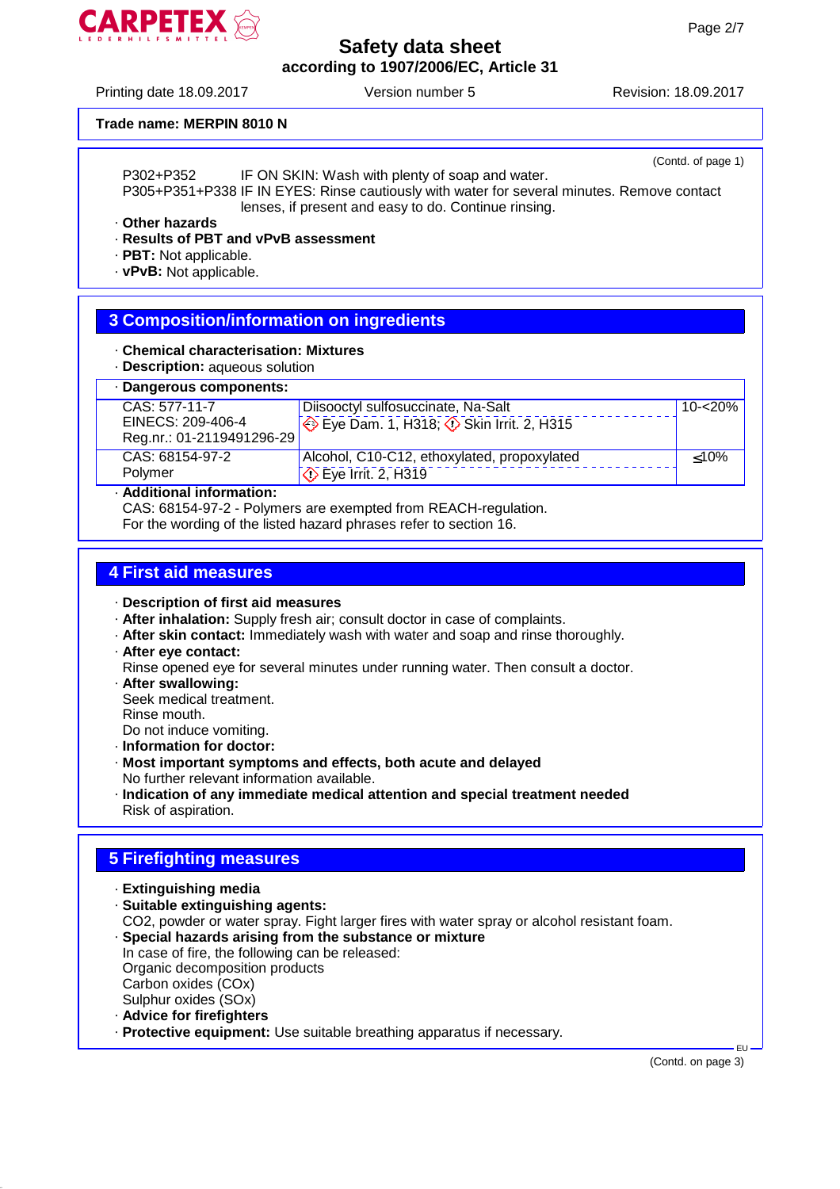**Trade name: MERPIN 8010 N**

(Contd. of page 1)

P302+P352 IF ON SKIN: Wash with plenty of soap and water.
P305+P351+P338 IF IN EYES: Rinse cautiously with water for several minutes. Remove contact lenses, if present and easy to do. Continue rinsing.

· **Other hazards**
· **Results of PBT and vPvB assessment**
· **PBT:** Not applicable.
· **vPvB:** Not applicable.

## 3 Composition/information on ingredients

· **Chemical characterisation: Mixtures**
· **Description:** aqueous solution

| · **Dangerous components:** | | |
|---|---|---|
| CAS: 577-11-7<br>EINECS: 209-406-4<br>Reg.nr.: 01-2119491296-29 | Diisooctyl sulfosuccinate, Na-Salt<br>Eye Dam. 1, H318; Skin Irrit. 2, H315 | 10-<20% |
| CAS: 68154-97-2<br>Polymer | Alcohol, C10-C12, ethoxylated, propoxylated<br>Eye Irrit. 2, H319 | ≤10% |

· **Additional information:**
CAS: 68154-97-2 - Polymers are exempted from REACH-regulation.
For the wording of the listed hazard phrases refer to section 16.

## 4 First aid measures

· **Description of first aid measures**
· **After inhalation:** Supply fresh air; consult doctor in case of complaints.
· **After skin contact:** Immediately wash with water and soap and rinse thoroughly.
· **After eye contact:**
Rinse opened eye for several minutes under running water. Then consult a doctor.
· **After swallowing:**
Seek medical treatment.
Rinse mouth.
Do not induce vomiting.
· **Information for doctor:**
· **Most important symptoms and effects, both acute and delayed**
No further relevant information available.
· **Indication of any immediate medical attention and special treatment needed**
Risk of aspiration.

## 5 Firefighting measures

· **Extinguishing media**
· **Suitable extinguishing agents:**
CO2, powder or water spray. Fight larger fires with water spray or alcohol resistant foam.
· **Special hazards arising from the substance or mixture**
In case of fire, the following can be released:
Organic decomposition products
Carbon oxides (COx)
Sulphur oxides (SOx)
· **Advice for firefighters**
· **Protective equipment:** Use suitable breathing apparatus if necessary.

(Contd. on page 3)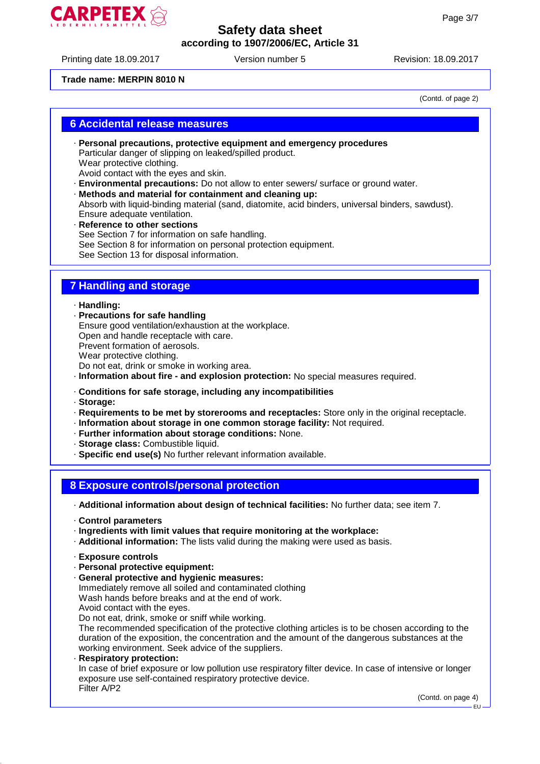Trade name: MERPIN 8010 N

(Contd. of page 2)

## 6 Accidental release measures

- **Personal precautions, protective equipment and emergency procedures**
  Particular danger of slipping on leaked/spilled product.
  Wear protective clothing.
  Avoid contact with the eyes and skin.
- **Environmental precautions:** Do not allow to enter sewers/ surface or ground water.
- **Methods and material for containment and cleaning up:**
  Absorb with liquid-binding material (sand, diatomite, acid binders, universal binders, sawdust).
  Ensure adequate ventilation.
- **Reference to other sections**
  See Section 7 for information on safe handling.
  See Section 8 for information on personal protection equipment.
  See Section 13 for disposal information.

## 7 Handling and storage

- **Handling:**
- **Precautions for safe handling**
  Ensure good ventilation/exhaustion at the workplace.
  Open and handle receptacle with care.
  Prevent formation of aerosols.
  Wear protective clothing.
  Do not eat, drink or smoke in working area.
- **Information about fire - and explosion protection:** No special measures required.

- **Conditions for safe storage, including any incompatibilities**
- **Storage:**
- **Requirements to be met by storerooms and receptacles:** Store only in the original receptacle.
- **Information about storage in one common storage facility:** Not required.
- **Further information about storage conditions:** None.
- **Storage class:** Combustible liquid.
- **Specific end use(s)** No further relevant information available.

## 8 Exposure controls/personal protection

- **Additional information about design of technical facilities:** No further data; see item 7.

- **Control parameters**
- **Ingredients with limit values that require monitoring at the workplace:**
- **Additional information:** The lists valid during the making were used as basis.

- **Exposure controls**
- **Personal protective equipment:**
- **General protective and hygienic measures:**
  Immediately remove all soiled and contaminated clothing
  Wash hands before breaks and at the end of work.
  Avoid contact with the eyes.
  Do not eat, drink, smoke or sniff while working.
  The recommended specification of the protective clothing articles is to be chosen according to the duration of the exposition, the concentration and the amount of the dangerous substances at the working environment. Seek advice of the suppliers.
- **Respiratory protection:**
  In case of brief exposure or low pollution use respiratory filter device. In case of intensive or longer exposure use self-contained respiratory protective device.
  Filter A/P2

(Contd. on page 4)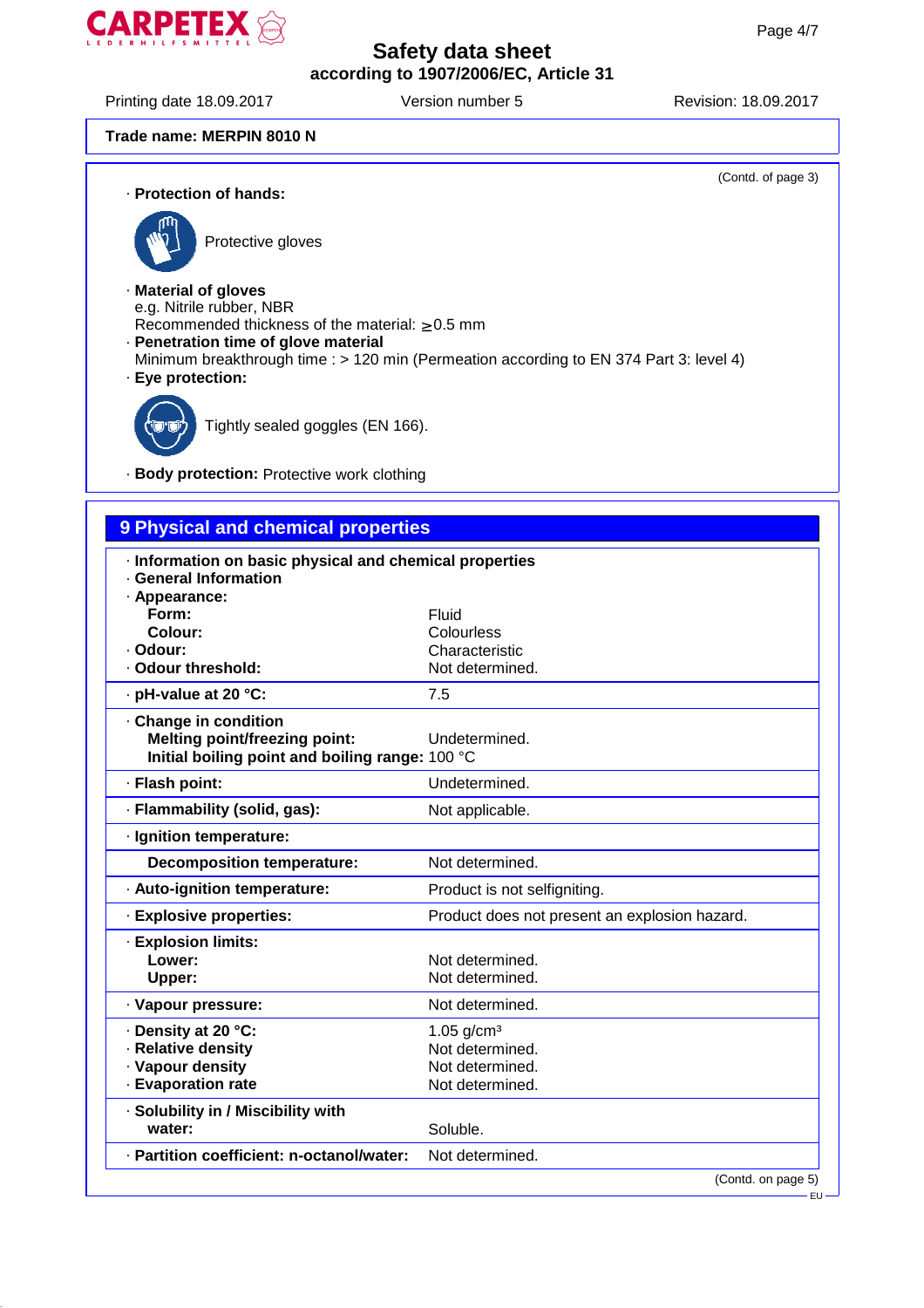Safety data sheet
according to 1907/2006/EC, Article 31

Printing date 18.09.2017 Version number 5 Revision: 18.09.2017

**Trade name: MERPIN 8010 N**

(Contd. of page 3)

· **Protection of hands:**

Protective gloves

· **Material of gloves**
e.g. Nitrile rubber, NBR
Recommended thickness of the material: ≥ 0.5 mm

· **Penetration time of glove material**
Minimum breakthrough time : > 120 min (Permeation according to EN 374 Part 3: level 4)

· **Eye protection:**

Tightly sealed goggles (EN 166).

· **Body protection:** Protective work clothing

## 9 Physical and chemical properties

| | |
|---|---|
| · **Information on basic physical and chemical properties** | |
| · **General Information** | |
| · **Appearance:** | |
| **Form:** | Fluid |
| **Colour:** | Colourless |
| · **Odour:** | Characteristic |
| · **Odour threshold:** | Not determined. |
| · **pH-value at 20 °C:** | 7.5 |
| · **Change in condition** | |
| **Melting point/freezing point:** | Undetermined. |
| **Initial boiling point and boiling range:** | 100 °C |
| · **Flash point:** | Undetermined. |
| · **Flammability (solid, gas):** | Not applicable. |
| · **Ignition temperature:** | |
| **Decomposition temperature:** | Not determined. |
| · **Auto-ignition temperature:** | Product is not selfigniting. |
| · **Explosive properties:** | Product does not present an explosion hazard. |
| · **Explosion limits:** | |
| **Lower:** | Not determined. |
| **Upper:** | Not determined. |
| · **Vapour pressure:** | Not determined. |
| · **Density at 20 °C:** | 1.05 g/cm³ |
| · **Relative density** | Not determined. |
| · **Vapour density** | Not determined. |
| · **Evaporation rate** | Not determined. |
| · **Solubility in / Miscibility with water:** | Soluble. |
| · **Partition coefficient: n-octanol/water:** | Not determined. |

(Contd. on page 5)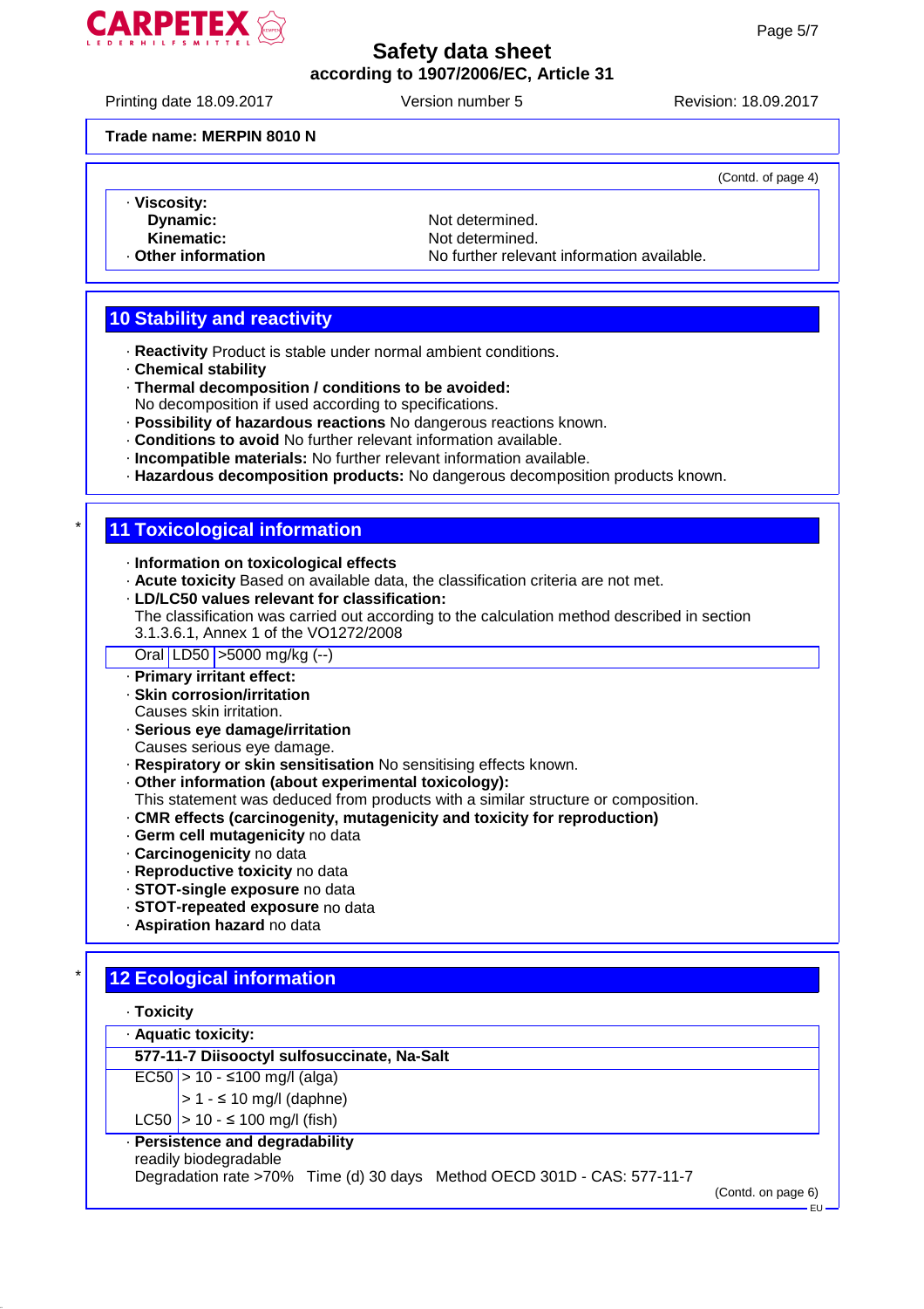Trade name: MERPIN 8010 N

(Contd. of page 4)

· **Viscosity:**
**Dynamic:** Not determined.
**Kinematic:** Not determined.
· **Other information** No further relevant information available.

## 10 Stability and reactivity

· **Reactivity** Product is stable under normal ambient conditions.
· **Chemical stability**
· **Thermal decomposition / conditions to be avoided:**
No decomposition if used according to specifications.
· **Possibility of hazardous reactions** No dangerous reactions known.
· **Conditions to avoid** No further relevant information available.
· **Incompatible materials:** No further relevant information available.
· **Hazardous decomposition products:** No dangerous decomposition products known.

## 11 Toxicological information

· **Information on toxicological effects**
· **Acute toxicity** Based on available data, the classification criteria are not met.
· **LD/LC50 values relevant for classification:**
The classification was carried out according to the calculation method described in section 3.1.3.6.1, Annex 1 of the VO1272/2008

| Oral | LD50 | >5000 mg/kg (--) |
|---|---|---|

· **Primary irritant effect:**
· **Skin corrosion/irritation**
Causes skin irritation.
· **Serious eye damage/irritation**
Causes serious eye damage.
· **Respiratory or skin sensitisation** No sensitising effects known.
· **Other information (about experimental toxicology):**
This statement was deduced from products with a similar structure or composition.
· **CMR effects (carcinogenity, mutagenicity and toxicity for reproduction)**
· **Germ cell mutagenicity** no data
· **Carcinogenicity** no data
· **Reproductive toxicity** no data
· **STOT-single exposure** no data
· **STOT-repeated exposure** no data
· **Aspiration hazard** no data

## 12 Ecological information

· **Toxicity**

· **Aquatic toxicity:**

| **577-11-7 Diisooctyl sulfosuccinate, Na-Salt** | |
|---|---|
| EC50 | > 10 - ≤100 mg/l (alga) |
| | > 1 - ≤ 10 mg/l (daphne) |
| LC50 | > 10 - ≤ 100 mg/l (fish) |

· **Persistence and degradability**
readily biodegradable
Degradation rate >70% Time (d) 30 days Method OECD 301D - CAS: 577-11-7

(Contd. on page 6)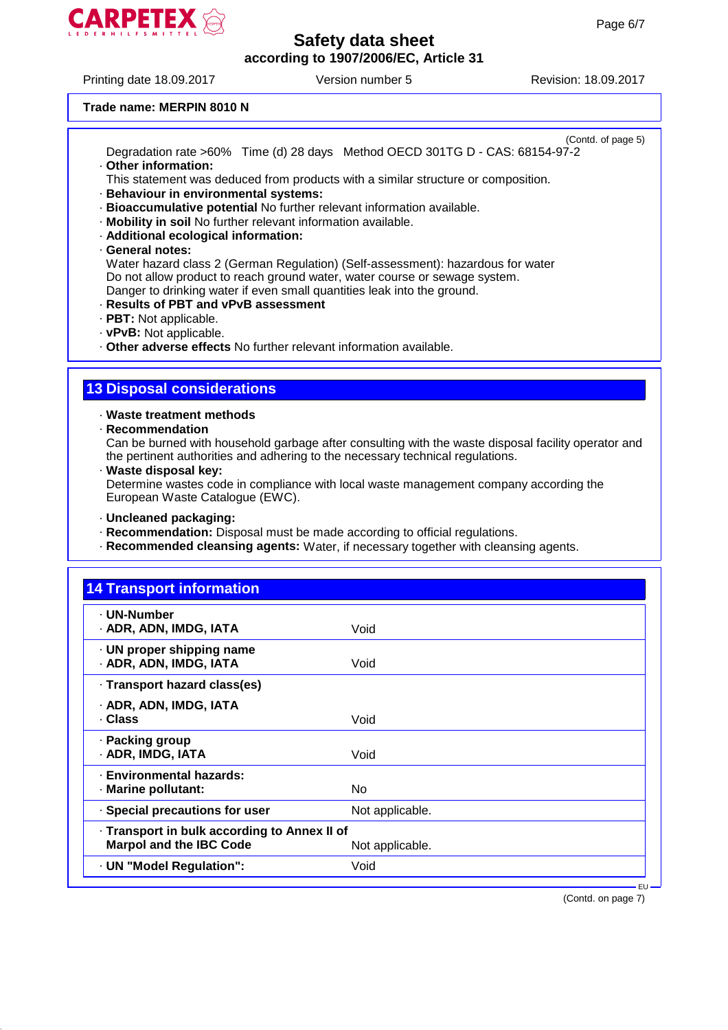Trade name: MERPIN 8010 N

(Contd. of page 5)

Degradation rate >60%   Time (d) 28 days   Method OECD 301TG D - CAS: 68154-97-2

· **Other information:**
This statement was deduced from products with a similar structure or composition.
· **Behaviour in environmental systems:**
· **Bioaccumulative potential** No further relevant information available.
· **Mobility in soil** No further relevant information available.
· **Additional ecological information:**
· **General notes:**
Water hazard class 2 (German Regulation) (Self-assessment): hazardous for water
Do not allow product to reach ground water, water course or sewage system.
Danger to drinking water if even small quantities leak into the ground.
· **Results of PBT and vPvB assessment**
· **PBT:** Not applicable.
· **vPvB:** Not applicable.
· **Other adverse effects** No further relevant information available.

## 13 Disposal considerations

· **Waste treatment methods**
· **Recommendation**
Can be burned with household garbage after consulting with the waste disposal facility operator and the pertinent authorities and adhering to the necessary technical regulations.
· **Waste disposal key:**
Determine wastes code in compliance with local waste management company according the European Waste Catalogue (EWC).

· **Uncleaned packaging:**
· **Recommendation:** Disposal must be made according to official regulations.
· **Recommended cleansing agents:** Water, if necessary together with cleansing agents.

## 14 Transport information

| | |
|---|---|
| · **UN-Number**<br>· **ADR, ADN, IMDG, IATA** | Void |
| · **UN proper shipping name**<br>· **ADR, ADN, IMDG, IATA** | Void |
| · **Transport hazard class(es)**<br>· **ADR, ADN, IMDG, IATA**<br>· **Class** | Void |
| · **Packing group**<br>· **ADR, IMDG, IATA** | Void |
| · **Environmental hazards:**<br>· **Marine pollutant:** | No |
| · **Special precautions for user** | Not applicable. |
| · **Transport in bulk according to Annex II of Marpol and the IBC Code** | Not applicable. |
| · **UN "Model Regulation":** | Void |

(Contd. on page 7)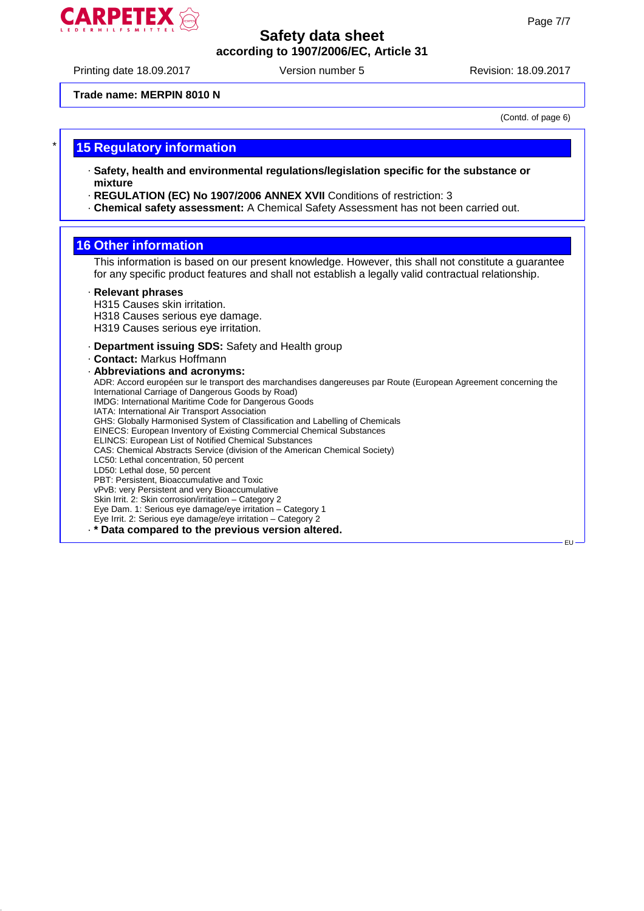Trade name: MERPIN 8010 N

(Contd. of page 6)

## 15 Regulatory information

· **Safety, health and environmental regulations/legislation specific for the substance or mixture**
· **REGULATION (EC) No 1907/2006 ANNEX XVII** Conditions of restriction: 3
· **Chemical safety assessment:** A Chemical Safety Assessment has not been carried out.

## 16 Other information

This information is based on our present knowledge. However, this shall not constitute a guarantee for any specific product features and shall not establish a legally valid contractual relationship.

· **Relevant phrases**
H315 Causes skin irritation.
H318 Causes serious eye damage.
H319 Causes serious eye irritation.

· **Department issuing SDS:** Safety and Health group
· **Contact:** Markus Hoffmann
· **Abbreviations and acronyms:**
ADR: Accord européen sur le transport des marchandises dangereuses par Route (European Agreement concerning the International Carriage of Dangerous Goods by Road)
IMDG: International Maritime Code for Dangerous Goods
IATA: International Air Transport Association
GHS: Globally Harmonised System of Classification and Labelling of Chemicals
EINECS: European Inventory of Existing Commercial Chemical Substances
ELINCS: European List of Notified Chemical Substances
CAS: Chemical Abstracts Service (division of the American Chemical Society)
LC50: Lethal concentration, 50 percent
LD50: Lethal dose, 50 percent
PBT: Persistent, Bioaccumulative and Toxic
vPvB: very Persistent and very Bioaccumulative
Skin Irrit. 2: Skin corrosion/irritation – Category 2
Eye Dam. 1: Serious eye damage/eye irritation – Category 1
Eye Irrit. 2: Serious eye damage/eye irritation – Category 2
· **\* Data compared to the previous version altered.**

EU